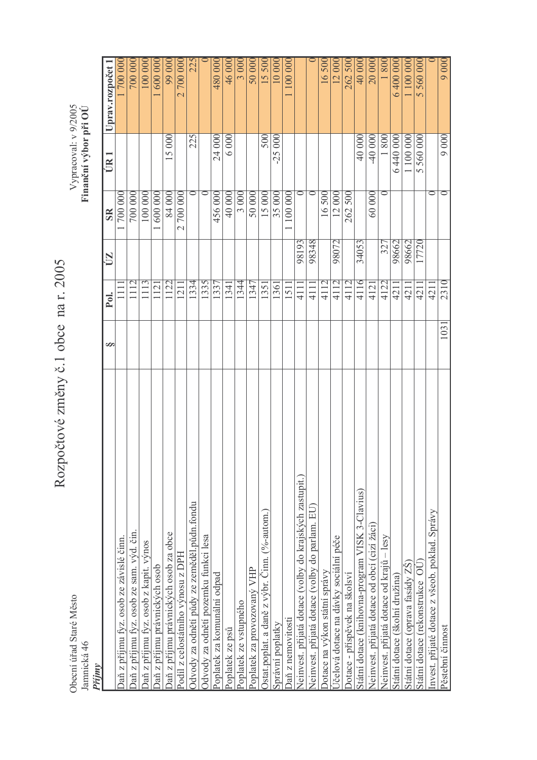# Rozpočtové změny č.1 obce na r. 2005

Obecní úřad Staré Město
Jamnická 46

Vypracoval: v 9/2005
**Finanční výbor při OÚ**

***Příjmy***

| | § | Pol. | ÚZ | SR | ÚR 1 | Uprav.rozpočet 1 |
|---|---|---|---|---|---|---|
| Daň z příjmu fyz. osob ze závislé činn. | | 1111 | | 1 700 000 | | 1 700 000 |
| Daň z příjmu fyz. osob ze sam. výd. čin. | | 1112 | | 700 000 | | 700 000 |
| Daň z příjmu fyz. osob z kapit. výnos | | 1113 | | 100 000 | | 100 000 |
| Daň z příjmu právnických osob | | 1121 | | 1 600 000 | | 1 600 000 |
| Daň z příjmu právnických osob za obce | | 1122 | | 84 000 | 15 000 | 99 000 |
| Podíl z celostátního výnosu z DPH | | 1211 | | 2 700 000 | | 2 700 000 |
| Odvody za odnětí půdy ze zeměděl.půdn.fondu | | 1334 | | 0 | 225 | 225 |
| Odvody za odnětí pozemku funkci lesa | | 1335 | | 0 | | 0 |
| Poplatek za komunální odpad | | 1337 | | 456 000 | 24 000 | 480 000 |
| Poplatek ze psů | | 1341 | | 40 000 | 6 000 | 46 000 |
| Poplatek ze vstupného | | 1344 | | 3 000 | | 3 000 |
| Poplatek za provozovaný VHP | | 1347 | | 50 000 | | 50 000 |
| Ostat.poplat. a daně z výbr. Činn. (%-autom.) | | 1351 | | 15 000 | 500 | 15 500 |
| Správní poplatky | | 1361 | | 35 000 | -25 000 | 10 000 |
| Daň z nemovitostí | | 1511 | | 1 100 000 | | 1 100 000 |
| Neinvest. přijatá dotace (volby do krajských zastupit.) | | 4111 | 98193 | 0 | | |
| Neinvest. přijatá dotace (volby do parlam. EU) | | 4111 | 98348 | 0 | | 0 |
| Dotace na výkon státní správy | | 4112 | | 16 500 | | 16 500 |
| Účelová dotace na dávky sociální péče | | 4112 | 98072 | 12 000 | | 12 000 |
| Dotace - příspěvek na školství | | 4112 | | 262 500 | | 262 500 |
| Státní dotace (knihovna-program VISK 3-Clavius) | | 4116 | 34053 | | 40 000 | 40 000 |
| Neinvest. přijatá dotace od obcí (cizí žáci) | | 4121 | | 60 000 | -40 000 | 20 000 |
| Neinvest. přijatá dotace od krajů – lesy | | 4122 | 327 | 0 | 1 800 | 1 800 |
| Státní dotace (školní družina) | | 4211 | 98662 | | 6 440 000 | 6 400 000 |
| Státní dotace (oprava fasády ZŠ) | | 4211 | 98662 | | 1 100 000 | 1 100 000 |
| Státní dotace (rekonstrukce OÚ) | | 4211 | 17720 | | 5 560 000 | 5 560 000 |
| Invest. přijaté dotace z všeob. poklad. Správy | | 4211 | | 0 | | 0 |
| Pěstební činnost | 1031 | 2310 | | 0 | 9 000 | 9 000 |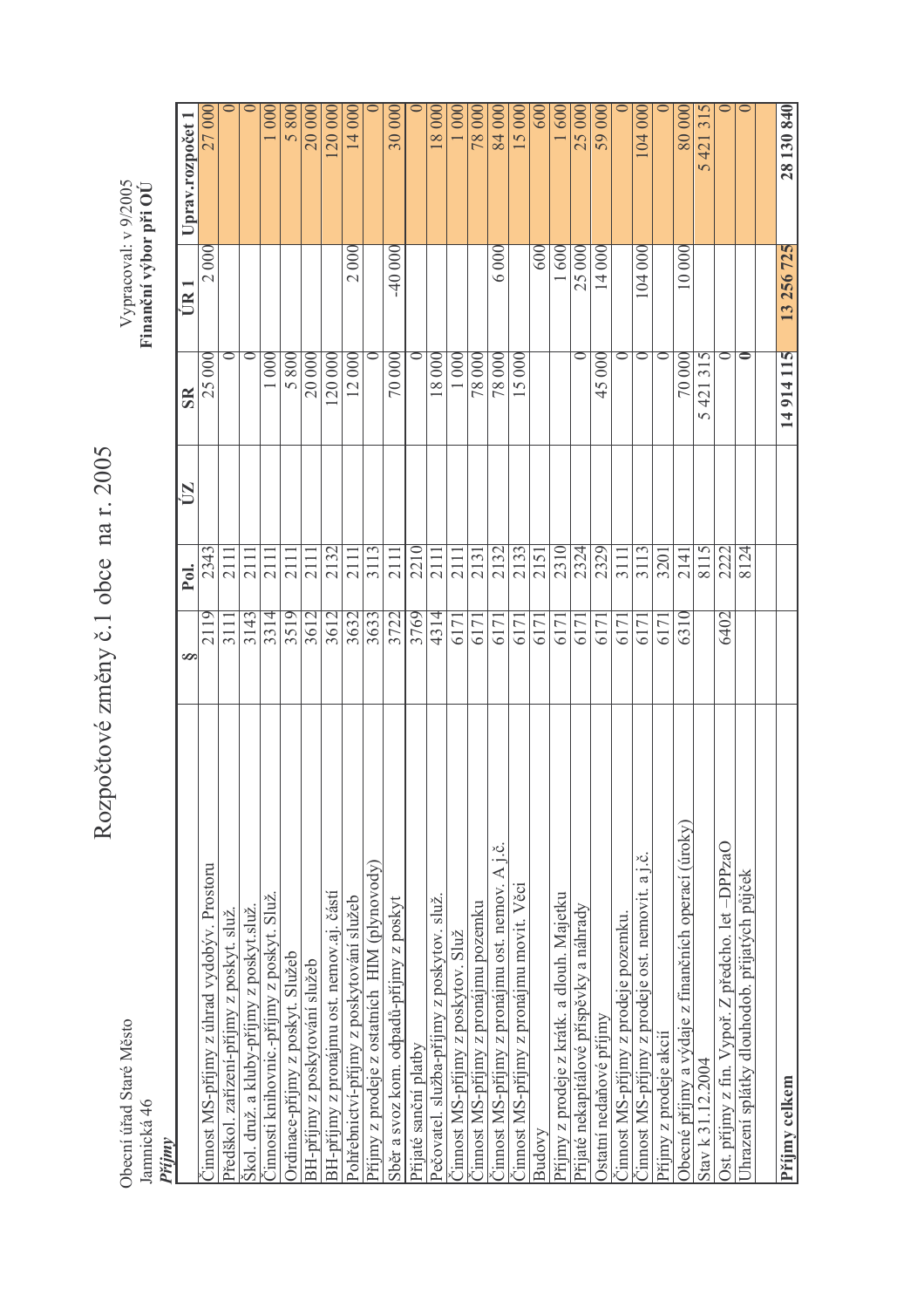Obecní úřad Staré Město
Jamnická 46

# Rozpočtové změny č.1 obce na r. 2005

Vypracoval: v 9/2005
**Finanční výbor při OÚ**

***Příjmy***

| | § | Pol. | ÚZ | SR | ÚR 1 | Uprav.rozpočet 1 |
|---|---|---|---|---|---|---|
| Činnost MS-příjmy z úhrad vydobýv. Prostoru | 2119 | 2343 | | 25 000 | 2 000 | 27 000 |
| Předškol. zařízení-příjmy z poskyt. služ. | 3111 | 2111 | | 0 | | 0 |
| Škol. druž. a kluby-příjmy z poskyt.služ. | 3143 | 2111 | | 0 | | 0 |
| Činnosti knihovnic.-příjmy z poskyt. Služ. | 3314 | 2111 | | 1 000 | | 1 000 |
| Ordinace-příjmy z poskyt. Služeb | 3519 | 2111 | | 5 800 | | 5 800 |
| BH-příjmy z poskytování služeb | 3612 | 2111 | | 20 000 | | 20 000 |
| BH-příjmy z pronájmu ost. nemov.aj. částí | 3612 | 2132 | | 120 000 | | 120 000 |
| Pohřebnictví-příjmy z poskytování služeb | 3632 | 2111 | | 12 000 | 2 000 | 14 000 |
| Příjmy z prodeje z ostatních HIM (plynovody) | 3633 | 3113 | | 0 | | 0 |
| Sběr a svoz kom. odpadů-příjmy z poskyt | 3722 | 2111 | | 70 000 | -40 000 | 30 000 |
| Přijaté sanční platby | 3769 | 2210 | | 0 | | 0 |
| Pečovatel. služba-příjmy z poskytov. služ. | 4314 | 2111 | | 18 000 | | 18 000 |
| Činnost MS-příjmy z poskytov. Služ | 6171 | 2111 | | 1 000 | | 1 000 |
| Činnost MS-příjmy z pronájmu pozemku | 6171 | 2131 | | 78 000 | | 78 000 |
| Činnost MS-příjmy z pronájmu ost. nemov. A j.č. | 6171 | 2132 | | 78 000 | 6 000 | 84 000 |
| Činnost MS-příjmy z pronájmu movit. Věci | 6171 | 2133 | | 15 000 | | 15 000 |
| Budovy | 6171 | 2151 | | | 600 | 600 |
| Příjmy z prodeje z krátk. a dlouh. Majetku | 6171 | 2310 | | | 1 600 | 1 600 |
| Přijaté nekapitálové příspěvky a náhrady | 6171 | 2324 | | 0 | 25 000 | 25 000 |
| Ostatní nedaňové příjmy | 6171 | 2329 | | 45 000 | 14 000 | 59 000 |
| Činnost MS-příjmy z prodeje pozemku. | 6171 | 3111 | | 0 | | 0 |
| Činnost MS-příjmy z prodeje ost. nemovit. a j.č. | 6171 | 3113 | | 0 | 104 000 | 104 000 |
| Příjmy z prodeje akcií | 6171 | 3201 | | 0 | | 0 |
| Obecné příjmy a výdaje z finančních operací (úroky) | 6310 | 2141 | | 70 000 | 10 000 | 80 000 |
| Stav k 31.12.2004 | | 8115 | | 5 421 315 | | 5 421 315 |
| Ost. příjmy z fin. Vypoř. Z předcho. let –DPPzaO | 6402 | 2222 | | 0 | | 0 |
| Uhrazení splátky dlouhodob. přijatých půjček | | 8124 | | 0 | | 0 |
| | | | | | | |
| **Příjmy celkem** | | | | **14 914 115** | **13 256 725** | **28 130 840** |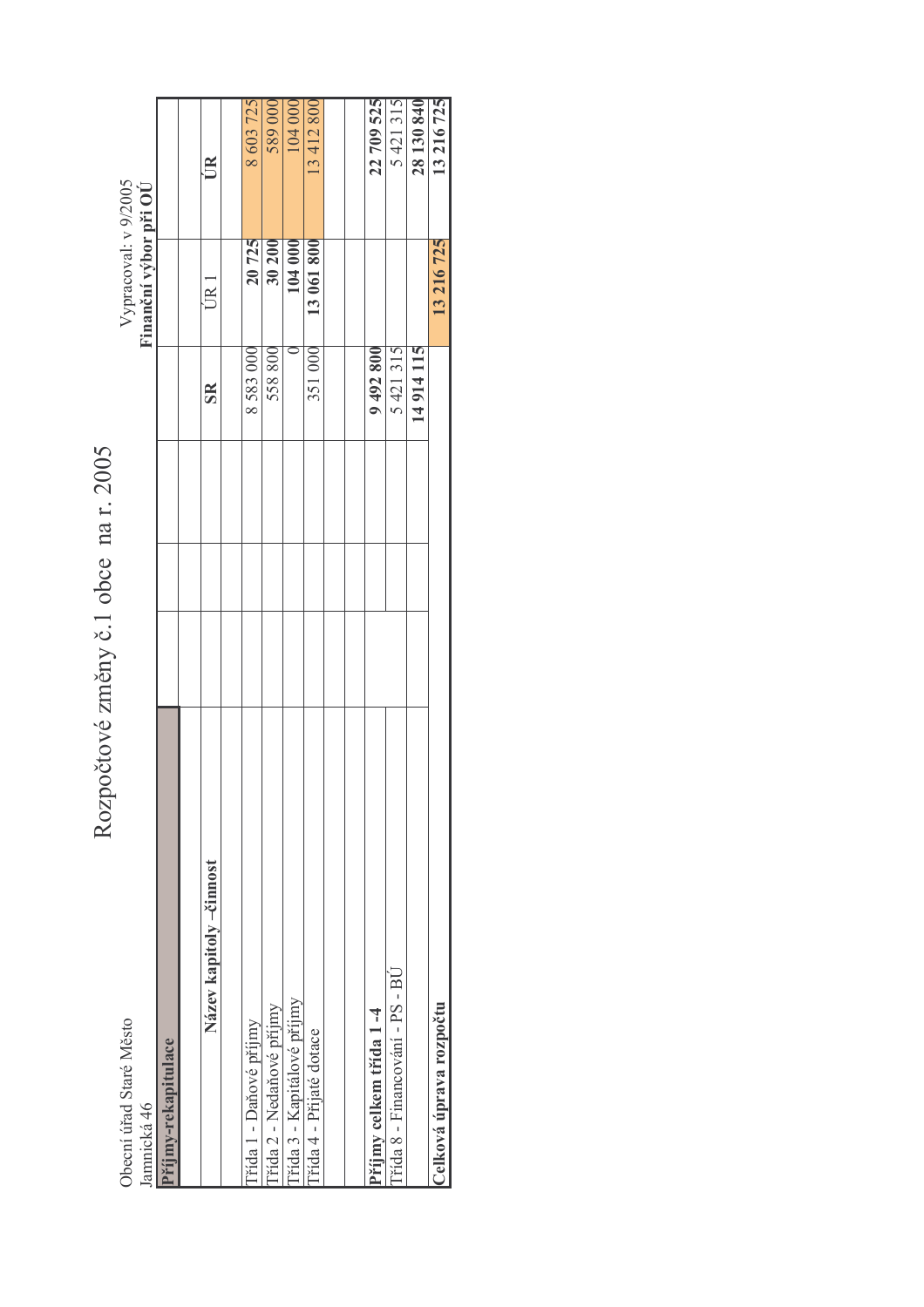Obecní úřad Staré Město
Jamnická 46

Vypracoval: v 9/2005
**Finanční výbor při OÚ**

# Rozpočtové změny č.1 obce na r. 2005

| **Příjmy-rekapitulace** | | | | | | |
|---|---|---|---|---|---|---|
| **Název kapitoly –činnost** | | | | **SR** | ÚR 1 | **ÚR** |
| Třída 1 - Daňové příjmy | | | | 8 583 000 | **20 725** | 8 603 725 |
| Třída 2 - Nedaňové příjmy | | | | 558 800 | **30 200** | 589 000 |
| Třída 3 - Kapitálové příjmy | | | | 0 | **104 000** | 104 000 |
| Třída 4 - Přijaté dotace | | | | 351 000 | **13 061 800** | 13 412 800 |
| **Příjmy celkem třída 1 -4** | | | | **9 492 800** | | **22 709 525** |
| Třída 8 - Financování - PS - BÚ | | | | 5 421 315 | | 5 421 315 |
| | | | | **14 914 115** | | **28 130 840** |
| **Celková úprava rozpočtu** | | | | | **13 216 725** | **13 216 725** |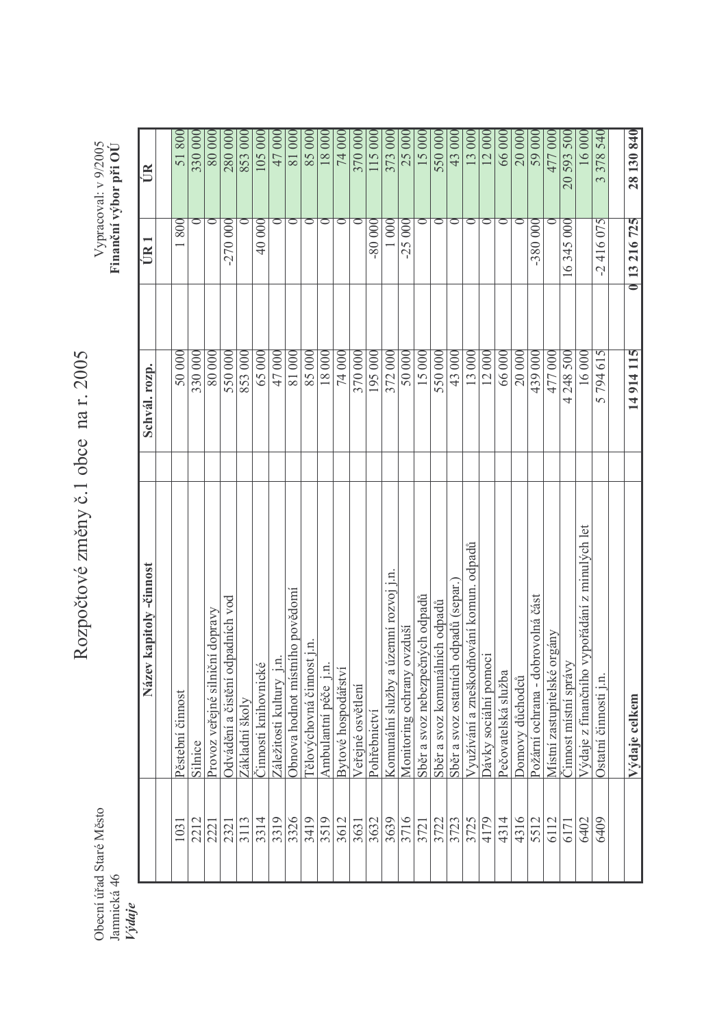Obecní úřad Staré Město
Jamnická 46
***Výdaje***

# Rozpočtové změny č.1 obce na r. 2005

Vypracoval: v 9/2005
**Finanční výbor při OÚ**

| | Název kapitoly -činnost | Schvál. rozp. | | ÚR 1 | ÚR |
|---|---|---|---|---|---|
| | | | | | |
| 1031 | Pěstební činnost | 50 000 | | 1 800 | 51 800 |
| 2212 | Silnice | 330 000 | | 0 | 330 000 |
| 2221 | Provoz veřejné silniční dopravy | 80 000 | | 0 | 80 000 |
| 2321 | Odvádění a čistění odpadních vod | 550 000 | | -270 000 | 280 000 |
| 3113 | Základní školy | 853 000 | | 0 | 853 000 |
| 3314 | Činnosti knihovnické | 65 000 | | 40 000 | 105 000 |
| 3319 | Záležitosti kultury j.n. | 47 000 | | 0 | 47 000 |
| 3326 | Obnova hodnot místního povědomí | 81 000 | | 0 | 81 000 |
| 3419 | Tělovýchovná činnost j.n. | 85 000 | | 0 | 85 000 |
| 3519 | Ambulantní péče j.n. | 18 000 | | 0 | 18 000 |
| 3612 | Bytové hospodářství | 74 000 | | 0 | 74 000 |
| 3631 | Veřejné osvětlení | 370 000 | | 0 | 370 000 |
| 3632 | Pohřebnictví | 195 000 | | -80 000 | 115 000 |
| 3639 | Komunální služby a územní rozvoj j.n. | 372 000 | | 1 000 | 373 000 |
| 3716 | Monitoring ochrany ovzduší | 50 000 | | -25 000 | 25 000 |
| 3721 | Sběr a svoz nebezpečných odpadů | 15 000 | | 0 | 15 000 |
| 3722 | Sběr a svoz komunálních odpadů | 550 000 | | 0 | 550 000 |
| 3723 | Sběr a svoz ostatních odpadů (separ.) | 43 000 | | 0 | 43 000 |
| 3725 | Využívání a zneškodňování komun. odpadů | 13 000 | | 0 | 13 000 |
| 4179 | Dávky sociální pomoci | 12 000 | | 0 | 12 000 |
| 4314 | Pečovatelská služba | 66 000 | | 0 | 66 000 |
| 4316 | Domovy důchodců | 20 000 | | 0 | 20 000 |
| 5512 | Požární ochrana - dobrovolná část | 439 000 | | -380 000 | 59 000 |
| 6112 | Místní zastupitelské orgány | 477 000 | | 0 | 477 000 |
| 6171 | Činnost místní správy | 4 248 500 | | 16 345 000 | 20 593 500 |
| 6402 | Výdaje z finančního vypořádání z minulých let | 16 000 | | | 16 000 |
| 6409 | Ostatní činnosti j.n. | 5 794 615 | | -2 416 075 | 3 378 540 |
| | | | | | |
| | **Výdaje celkem** | **14 914 115** | **0** | **13 216 725** | **28 130 840** |